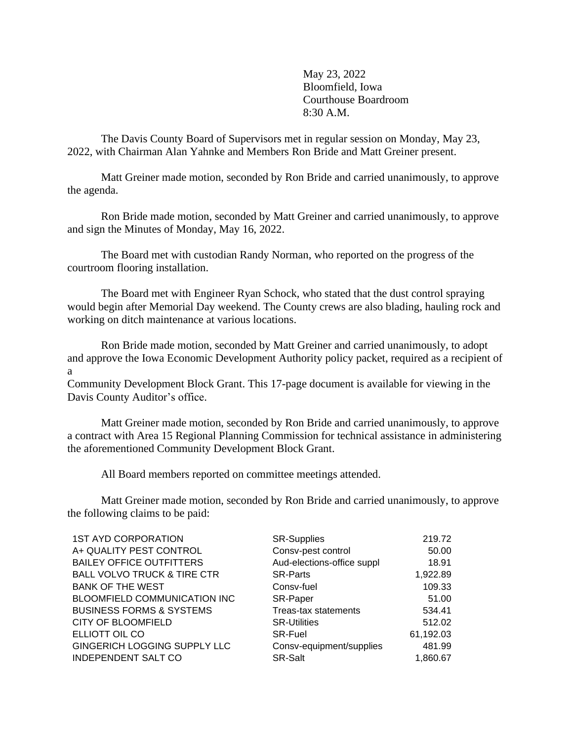May 23, 2022
Bloomfield, Iowa
Courthouse Boardroom
8:30 A.M.

The Davis County Board of Supervisors met in regular session on Monday, May 23, 2022, with Chairman Alan Yahnke and Members Ron Bride and Matt Greiner present.

Matt Greiner made motion, seconded by Ron Bride and carried unanimously, to approve the agenda.

Ron Bride made motion, seconded by Matt Greiner and carried unanimously, to approve and sign the Minutes of Monday, May 16, 2022.

The Board met with custodian Randy Norman, who reported on the progress of the courtroom flooring installation.

The Board met with Engineer Ryan Schock, who stated that the dust control spraying would begin after Memorial Day weekend. The County crews are also blading, hauling rock and working on ditch maintenance at various locations.

Ron Bride made motion, seconded by Matt Greiner and carried unanimously, to adopt and approve the Iowa Economic Development Authority policy packet, required as a recipient of a Community Development Block Grant. This 17-page document is available for viewing in the Davis County Auditor's office.

Matt Greiner made motion, seconded by Ron Bride and carried unanimously, to approve a contract with Area 15 Regional Planning Commission for technical assistance in administering the aforementioned Community Development Block Grant.

All Board members reported on committee meetings attended.

Matt Greiner made motion, seconded by Ron Bride and carried unanimously, to approve the following claims to be paid:

| | | |
|---|---|---:|
| 1ST AYD CORPORATION | SR-Supplies | 219.72 |
| A+ QUALITY PEST CONTROL | Consv-pest control | 50.00 |
| BAILEY OFFICE OUTFITTERS | Aud-elections-office suppl | 18.91 |
| BALL VOLVO TRUCK & TIRE CTR | SR-Parts | 1,922.89 |
| BANK OF THE WEST | Consv-fuel | 109.33 |
| BLOOMFIELD COMMUNICATION INC | SR-Paper | 51.00 |
| BUSINESS FORMS & SYSTEMS | Treas-tax statements | 534.41 |
| CITY OF BLOOMFIELD | SR-Utilities | 512.02 |
| ELLIOTT OIL CO | SR-Fuel | 61,192.03 |
| GINGERICH LOGGING SUPPLY LLC | Consv-equipment/supplies | 481.99 |
| INDEPENDENT SALT CO | SR-Salt | 1,860.67 |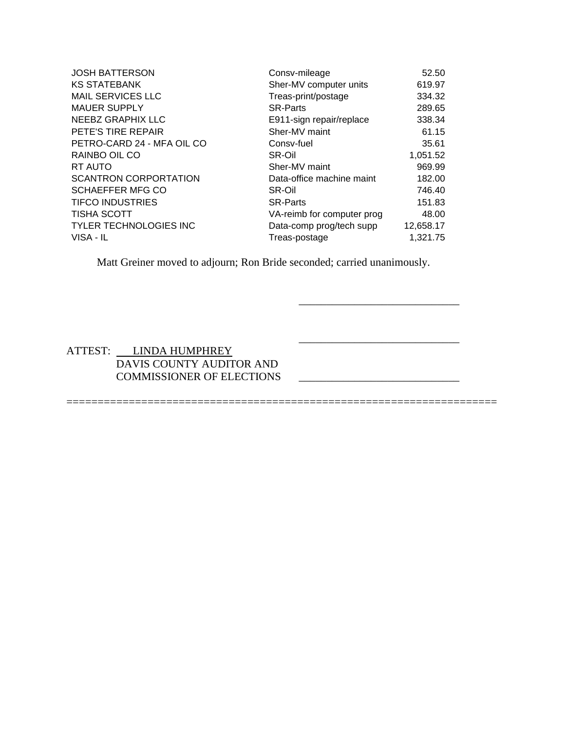| | | |
|---|---|---|
| JOSH BATTERSON | Consv-mileage | 52.50 |
| KS STATEBANK | Sher-MV computer units | 619.97 |
| MAIL SERVICES LLC | Treas-print/postage | 334.32 |
| MAUER SUPPLY | SR-Parts | 289.65 |
| NEEBZ GRAPHIX LLC | E911-sign repair/replace | 338.34 |
| PETE'S TIRE REPAIR | Sher-MV maint | 61.15 |
| PETRO-CARD 24 - MFA OIL CO | Consv-fuel | 35.61 |
| RAINBO OIL CO | SR-Oil | 1,051.52 |
| RT AUTO | Sher-MV maint | 969.99 |
| SCANTRON CORPORTATION | Data-office machine maint | 182.00 |
| SCHAEFFER MFG CO | SR-Oil | 746.40 |
| TIFCO INDUSTRIES | SR-Parts | 151.83 |
| TISHA SCOTT | VA-reimb for computer prog | 48.00 |
| TYLER TECHNOLOGIES INC | Data-comp prog/tech supp | 12,658.17 |
| VISA - IL | Treas-postage | 1,321.75 |

Matt Greiner moved to adjourn; Ron Bride seconded; carried unanimously.

\_\_\_\_\_\_\_\_\_\_\_\_\_\_\_\_\_\_\_\_\_\_\_\_\_\_\_\_

\_\_\_\_\_\_\_\_\_\_\_\_\_\_\_\_\_\_\_\_\_\_\_\_\_\_\_\_

ATTEST: LINDA HUMPHREY
DAVIS COUNTY AUDITOR AND
COMMISSIONER OF ELECTIONS \_\_\_\_\_\_\_\_\_\_\_\_\_\_\_\_\_\_\_\_\_\_\_\_\_\_\_\_

==================================================================